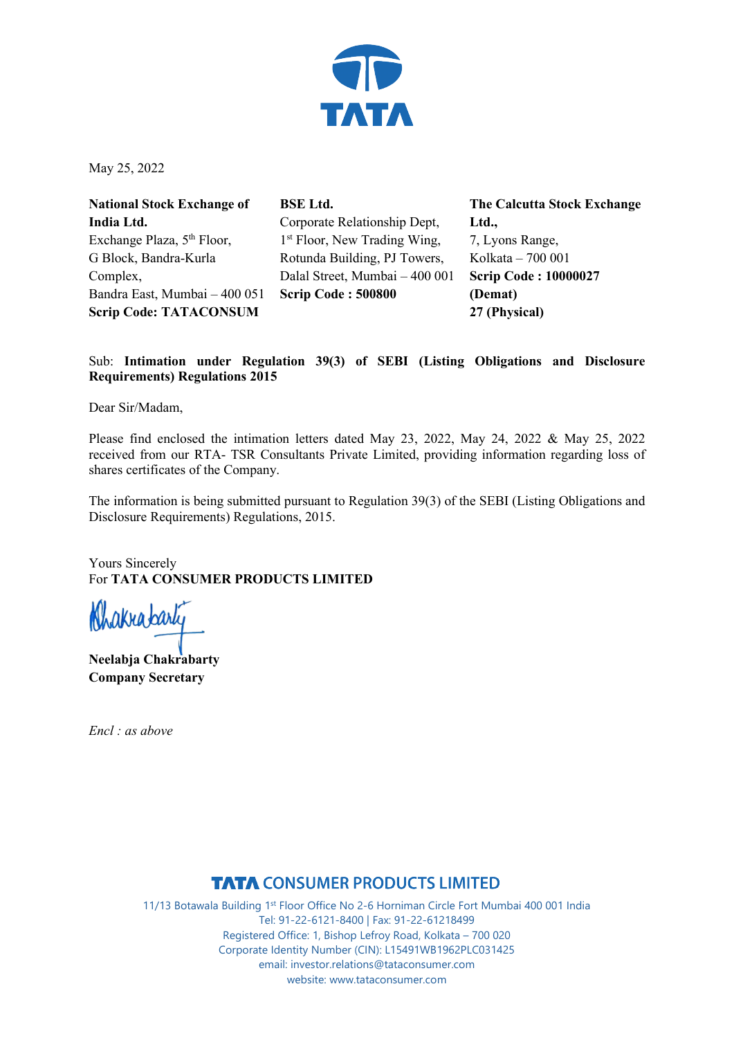May 25, 2022

**National Stock Exchange of India Ltd.**
Exchange Plaza, 5th Floor,
G Block, Bandra-Kurla Complex,
Bandra East, Mumbai – 400 051
**Scrip Code: TATACONSUM**

**BSE Ltd.**
Corporate Relationship Dept,
1st Floor, New Trading Wing,
Rotunda Building, PJ Towers,
Dalal Street, Mumbai – 400 001
**Scrip Code : 500800**

**The Calcutta Stock Exchange Ltd.,**
7, Lyons Range,
Kolkata – 700 001
**Scrip Code : 10000027 (Demat)**
**27 (Physical)**

Sub: **Intimation under Regulation 39(3) of SEBI (Listing Obligations and Disclosure Requirements) Regulations 2015**

Dear Sir/Madam,

Please find enclosed the intimation letters dated May 23, 2022, May 24, 2022 & May 25, 2022 received from our RTA- TSR Consultants Private Limited, providing information regarding loss of shares certificates of the Company.

The information is being submitted pursuant to Regulation 39(3) of the SEBI (Listing Obligations and Disclosure Requirements) Regulations, 2015.

Yours Sincerely
For **TATA CONSUMER PRODUCTS LIMITED**

**Neelabja Chakrabarty**
**Company Secretary**

*Encl : as above*

**TATA CONSUMER PRODUCTS LIMITED**
11/13 Botawala Building 1st Floor Office No 2-6 Horniman Circle Fort Mumbai 400 001 India
Tel: 91-22-6121-8400 | Fax: 91-22-61218499
Registered Office: 1, Bishop Lefroy Road, Kolkata – 700 020
Corporate Identity Number (CIN): L15491WB1962PLC031425
email: investor.relations@tataconsumer.com
website: www.tataconsumer.com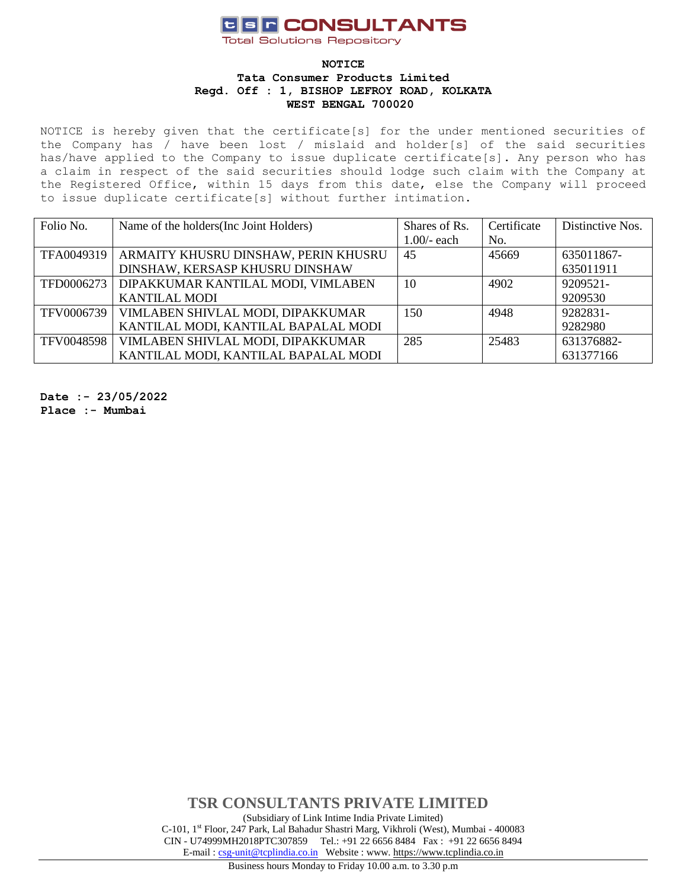**tsr CONSULTANTS**
Total Solutions Repository

**NOTICE**
**Tata Consumer Products Limited**
**Regd. Off : 1, BISHOP LEFROY ROAD, KOLKATA**
**WEST BENGAL 700020**

NOTICE is hereby given that the certificate[s] for the under mentioned securities of the Company has / have been lost / mislaid and holder[s] of the said securities has/have applied to the Company to issue duplicate certificate[s]. Any person who has a claim in respect of the said securities should lodge such claim with the Company at the Registered Office, within 15 days from this date, else the Company will proceed to issue duplicate certificate[s] without further intimation.

| Folio No. | Name of the holders(Inc Joint Holders) | Shares of Rs. 1.00/- each | Certificate No. | Distinctive Nos. |
|---|---|---|---|---|
| TFA0049319 | ARMAITY KHUSRU DINSHAW, PERIN KHUSRU DINSHAW, KERSASP KHUSRU DINSHAW | 45 | 45669 | 635011867-635011911 |
| TFD0006273 | DIPAKKUMAR KANTILAL MODI, VIMLABEN KANTILAL MODI | 10 | 4902 | 9209521-9209530 |
| TFV0006739 | VIMLABEN SHIVLAL MODI, DIPAKKUMAR KANTILAL MODI, KANTILAL BAPALAL MODI | 150 | 4948 | 9282831-9282980 |
| TFV0048598 | VIMLABEN SHIVLAL MODI, DIPAKKUMAR KANTILAL MODI, KANTILAL BAPALAL MODI | 285 | 25483 | 631376882-631377166 |

**Date :- 23/05/2022**
**Place :- Mumbai**

**TSR CONSULTANTS PRIVATE LIMITED**
(Subsidiary of Link Intime India Private Limited)
C-101, 1st Floor, 247 Park, Lal Bahadur Shastri Marg, Vikhroli (West), Mumbai - 400083
CIN - U74999MH2018PTC307859 Tel.: +91 22 6656 8484 Fax : +91 22 6656 8494
E-mail : csg-unit@tcplindia.co.in Website : www. https://www.tcplindia.co.in

Business hours Monday to Friday 10.00 a.m. to 3.30 p.m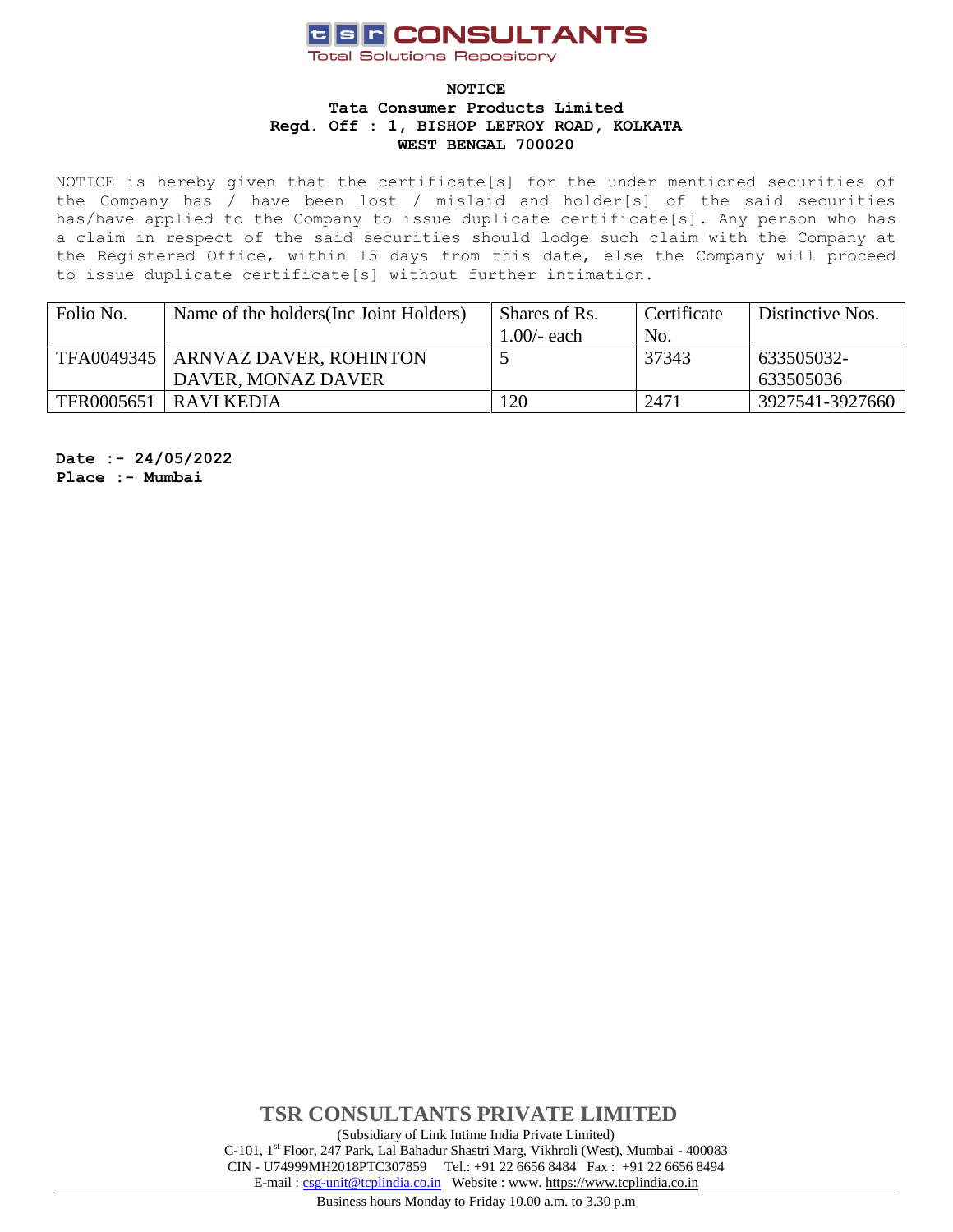**tsr CONSULTANTS**
Total Solutions Repository

**NOTICE**
**Tata Consumer Products Limited**
**Regd. Off : 1, BISHOP LEFROY ROAD, KOLKATA**
**WEST BENGAL 700020**

NOTICE is hereby given that the certificate[s] for the under mentioned securities of the Company has / have been lost / mislaid and holder[s] of the said securities has/have applied to the Company to issue duplicate certificate[s]. Any person who has a claim in respect of the said securities should lodge such claim with the Company at the Registered Office, within 15 days from this date, else the Company will proceed to issue duplicate certificate[s] without further intimation.

| Folio No. | Name of the holders(Inc Joint Holders) | Shares of Rs. 1.00/- each | Certificate No. | Distinctive Nos. |
|---|---|---|---|---|
| TFA0049345 | ARNVAZ DAVER, ROHINTON DAVER, MONAZ DAVER | 5 | 37343 | 633505032-633505036 |
| TFR0005651 | RAVI KEDIA | 120 | 2471 | 3927541-3927660 |

**Date :- 24/05/2022**
**Place :- Mumbai**

**TSR CONSULTANTS PRIVATE LIMITED**
(Subsidiary of Link Intime India Private Limited)
C-101, 1st Floor, 247 Park, Lal Bahadur Shastri Marg, Vikhroli (West), Mumbai - 400083
CIN - U74999MH2018PTC307859 Tel.: +91 22 6656 8484 Fax : +91 22 6656 8494
E-mail : csg-unit@tcplindia.co.in Website : www. https://www.tcplindia.co.in

Business hours Monday to Friday 10.00 a.m. to 3.30 p.m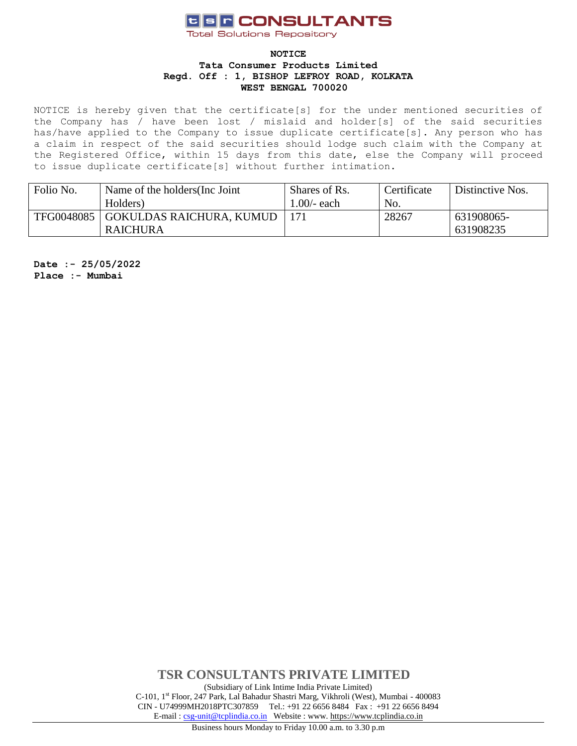**TSR CONSULTANTS**
Total Solutions Repository

**NOTICE**
**Tata Consumer Products Limited**
**Regd. Off : 1, BISHOP LEFROY ROAD, KOLKATA**
**WEST BENGAL 700020**

NOTICE is hereby given that the certificate[s] for the under mentioned securities of the Company has / have been lost / mislaid and holder[s] of the said securities has/have applied to the Company to issue duplicate certificate[s]. Any person who has a claim in respect of the said securities should lodge such claim with the Company at the Registered Office, within 15 days from this date, else the Company will proceed to issue duplicate certificate[s] without further intimation.

| Folio No. | Name of the holders(Inc Joint Holders) | Shares of Rs. 1.00/- each | Certificate No. | Distinctive Nos. |
|---|---|---|---|---|
| TFG0048085 | GOKULDAS RAICHURA, KUMUD RAICHURA | 171 | 28267 | 631908065-631908235 |

**Date :- 25/05/2022**
**Place :- Mumbai**

**TSR CONSULTANTS PRIVATE LIMITED**
(Subsidiary of Link Intime India Private Limited)
C-101, 1st Floor, 247 Park, Lal Bahadur Shastri Marg, Vikhroli (West), Mumbai - 400083
CIN - U74999MH2018PTC307859 Tel.: +91 22 6656 8484 Fax : +91 22 6656 8494
E-mail : csg-unit@tcplindia.co.in Website : www. https://www.tcplindia.co.in

Business hours Monday to Friday 10.00 a.m. to 3.30 p.m